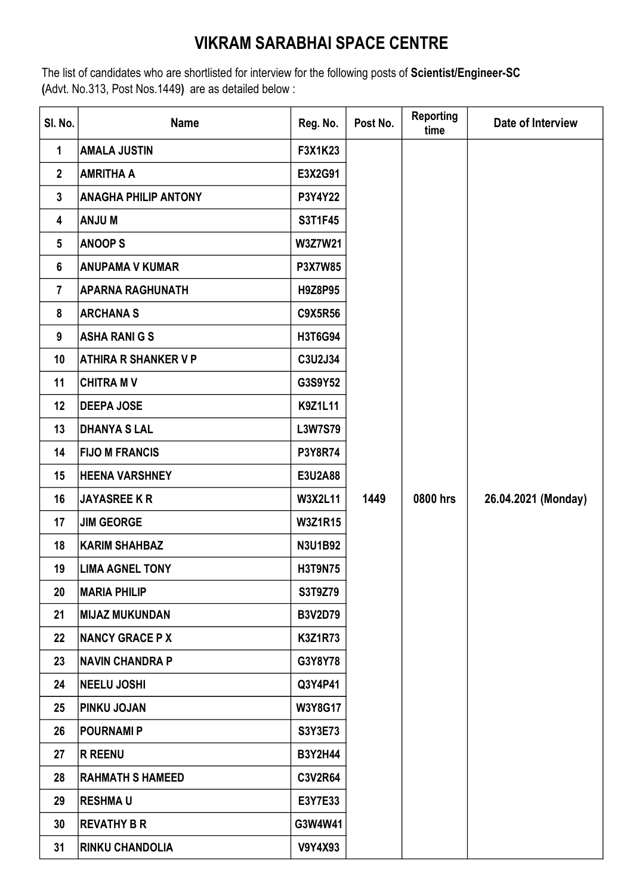# VIKRAM SARABHAI SPACE CENTRE

The list of candidates who are shortlisted for interview for the following posts of **Scientist/Engineer-SC** **(**Advt. No.313, Post Nos.1449**)** are as detailed below :

| Sl. No. | Name | Reg. No. | Post No. | Reporting time | Date of Interview |
|---|---|---|---|---|---|
| 1 | AMALA JUSTIN | F3X1K23 | 1449 | 0800 hrs | 26.04.2021 (Monday) |
| 2 | AMRITHA A | E3X2G91 | | | |
| 3 | ANAGHA PHILIP ANTONY | P3Y4Y22 | | | |
| 4 | ANJU M | S3T1F45 | | | |
| 5 | ANOOP S | W3Z7W21 | | | |
| 6 | ANUPAMA V KUMAR | P3X7W85 | | | |
| 7 | APARNA RAGHUNATH | H9Z8P95 | | | |
| 8 | ARCHANA S | C9X5R56 | | | |
| 9 | ASHA RANI G S | H3T6G94 | | | |
| 10 | ATHIRA R SHANKER V P | C3U2J34 | | | |
| 11 | CHITRA M V | G3S9Y52 | | | |
| 12 | DEEPA JOSE | K9Z1L11 | | | |
| 13 | DHANYA S LAL | L3W7S79 | | | |
| 14 | FIJO M FRANCIS | P3Y8R74 | | | |
| 15 | HEENA VARSHNEY | E3U2A88 | | | |
| 16 | JAYASREE K R | W3X2L11 | | | |
| 17 | JIM GEORGE | W3Z1R15 | | | |
| 18 | KARIM SHAHBAZ | N3U1B92 | | | |
| 19 | LIMA AGNEL TONY | H3T9N75 | | | |
| 20 | MARIA PHILIP | S3T9Z79 | | | |
| 21 | MIJAZ MUKUNDAN | B3V2D79 | | | |
| 22 | NANCY GRACE P X | K3Z1R73 | | | |
| 23 | NAVIN CHANDRA P | G3Y8Y78 | | | |
| 24 | NEELU JOSHI | Q3Y4P41 | | | |
| 25 | PINKU JOJAN | W3Y8G17 | | | |
| 26 | POURNAMI P | S3Y3E73 | | | |
| 27 | R REENU | B3Y2H44 | | | |
| 28 | RAHMATH S HAMEED | C3V2R64 | | | |
| 29 | RESHMA U | E3Y7E33 | | | |
| 30 | REVATHY B R | G3W4W41 | | | |
| 31 | RINKU CHANDOLIA | V9Y4X93 | | | |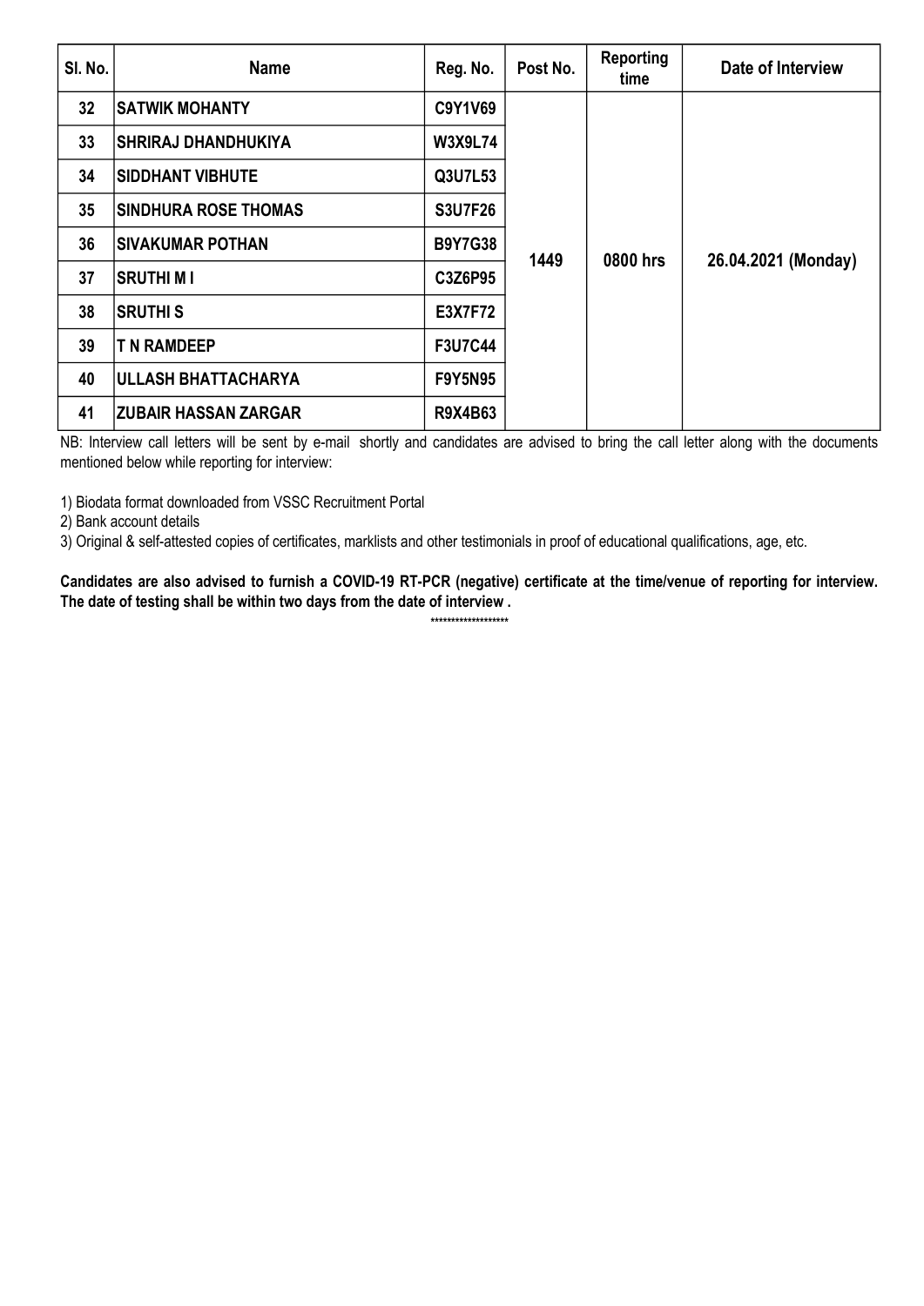| Sl. No. | Name | Reg. No. | Post No. | Reporting time | Date of Interview |
|---|---|---|---|---|---|
| 32 | SATWIK MOHANTY | C9Y1V69 | 1449 | 0800 hrs | 26.04.2021 (Monday) |
| 33 | SHRIRAJ DHANDHUKIYA | W3X9L74 | | | |
| 34 | SIDDHANT VIBHUTE | Q3U7L53 | | | |
| 35 | SINDHURA ROSE THOMAS | S3U7F26 | | | |
| 36 | SIVAKUMAR POTHAN | B9Y7G38 | | | |
| 37 | SRUTHI M I | C3Z6P95 | | | |
| 38 | SRUTHI S | E3X7F72 | | | |
| 39 | T N RAMDEEP | F3U7C44 | | | |
| 40 | ULLASH BHATTACHARYA | F9Y5N95 | | | |
| 41 | ZUBAIR HASSAN ZARGAR | R9X4B63 | | | |

NB: Interview call letters will be sent by e-mail shortly and candidates are advised to bring the call letter along with the documents mentioned below while reporting for interview:

1) Biodata format downloaded from VSSC Recruitment Portal
2) Bank account details
3) Original & self-attested copies of certificates, marklists and other testimonials in proof of educational qualifications, age, etc.

**Candidates are also advised to furnish a COVID-19 RT-PCR (negative) certificate at the time/venue of reporting for interview. The date of testing shall be within two days from the date of interview .**

*******************